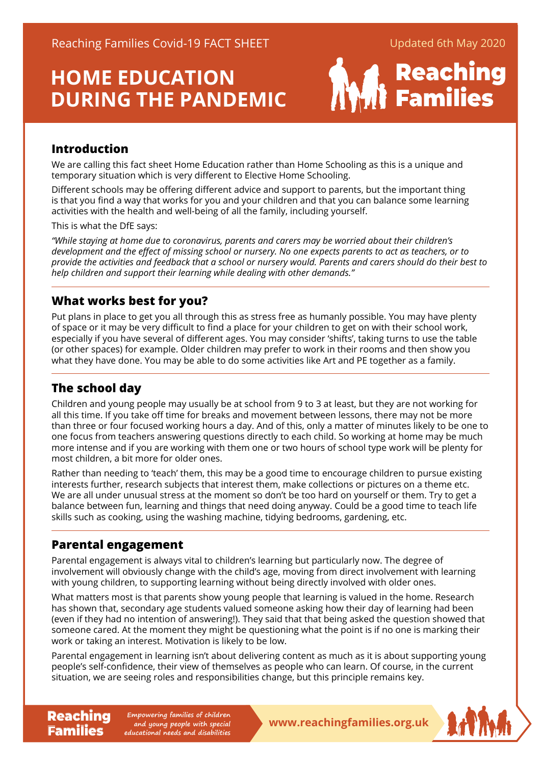Reaching Families Covid-19 FACT SHEET

Updated 6th May 2020

# HOME EDUCATION DURING THE PANDEMIC

## Introduction

We are calling this fact sheet Home Education rather than Home Schooling as this is a unique and temporary situation which is very different to Elective Home Schooling.

Different schools may be offering different advice and support to parents, but the important thing is that you find a way that works for you and your children and that you can balance some learning activities with the health and well-being of all the family, including yourself.

This is what the DfE says:

*"While staying at home due to coronavirus, parents and carers may be worried about their children's development and the effect of missing school or nursery. No one expects parents to act as teachers, or to provide the activities and feedback that a school or nursery would. Parents and carers should do their best to help children and support their learning while dealing with other demands."*

## What works best for you?

Put plans in place to get you all through this as stress free as humanly possible. You may have plenty of space or it may be very difficult to find a place for your children to get on with their school work, especially if you have several of different ages. You may consider 'shifts', taking turns to use the table (or other spaces) for example. Older children may prefer to work in their rooms and then show you what they have done. You may be able to do some activities like Art and PE together as a family.

## The school day

Children and young people may usually be at school from 9 to 3 at least, but they are not working for all this time. If you take off time for breaks and movement between lessons, there may not be more than three or four focused working hours a day. And of this, only a matter of minutes likely to be one to one focus from teachers answering questions directly to each child. So working at home may be much more intense and if you are working with them one or two hours of school type work will be plenty for most children, a bit more for older ones.

Rather than needing to 'teach' them, this may be a good time to encourage children to pursue existing interests further, research subjects that interest them, make collections or pictures on a theme etc. We are all under unusual stress at the moment so don't be too hard on yourself or them. Try to get a balance between fun, learning and things that need doing anyway. Could be a good time to teach life skills such as cooking, using the washing machine, tidying bedrooms, gardening, etc.

## Parental engagement

Parental engagement is always vital to children's learning but particularly now. The degree of involvement will obviously change with the child's age, moving from direct involvement with learning with young children, to supporting learning without being directly involved with older ones.

What matters most is that parents show young people that learning is valued in the home. Research has shown that, secondary age students valued someone asking how their day of learning had been (even if they had no intention of answering!). They said that that being asked the question showed that someone cared. At the moment they might be questioning what the point is if no one is marking their work or taking an interest. Motivation is likely to be low.

Parental engagement in learning isn't about delivering content as much as it is about supporting young people's self-confidence, their view of themselves as people who can learn. Of course, in the current situation, we are seeing roles and responsibilities change, but this principle remains key.

Reaching Families — Empowering families of children and young people with special educational needs and disabilities — www.reachingfamilies.org.uk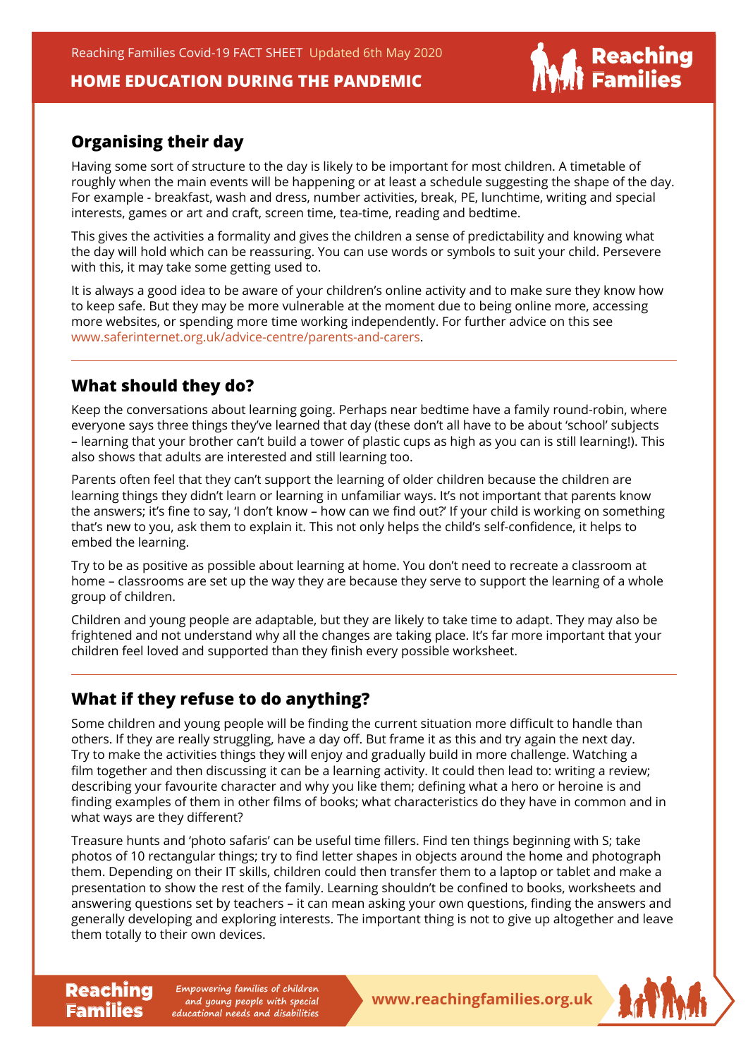## Organising their day

Having some sort of structure to the day is likely to be important for most children. A timetable of roughly when the main events will be happening or at least a schedule suggesting the shape of the day. For example - breakfast, wash and dress, number activities, break, PE, lunchtime, writing and special interests, games or art and craft, screen time, tea-time, reading and bedtime.

This gives the activities a formality and gives the children a sense of predictability and knowing what the day will hold which can be reassuring. You can use words or symbols to suit your child. Persevere with this, it may take some getting used to.

It is always a good idea to be aware of your children's online activity and to make sure they know how to keep safe. But they may be more vulnerable at the moment due to being online more, accessing more websites, or spending more time working independently. For further advice on this see www.saferinternet.org.uk/advice-centre/parents-and-carers.

## What should they do?

Keep the conversations about learning going. Perhaps near bedtime have a family round-robin, where everyone says three things they've learned that day (these don't all have to be about 'school' subjects – learning that your brother can't build a tower of plastic cups as high as you can is still learning!). This also shows that adults are interested and still learning too.

Parents often feel that they can't support the learning of older children because the children are learning things they didn't learn or learning in unfamiliar ways. It's not important that parents know the answers; it's fine to say, 'I don't know – how can we find out?' If your child is working on something that's new to you, ask them to explain it. This not only helps the child's self-confidence, it helps to embed the learning.

Try to be as positive as possible about learning at home. You don't need to recreate a classroom at home – classrooms are set up the way they are because they serve to support the learning of a whole group of children.

Children and young people are adaptable, but they are likely to take time to adapt. They may also be frightened and not understand why all the changes are taking place. It's far more important that your children feel loved and supported than they finish every possible worksheet.

## What if they refuse to do anything?

Some children and young people will be finding the current situation more difficult to handle than others. If they are really struggling, have a day off. But frame it as this and try again the next day. Try to make the activities things they will enjoy and gradually build in more challenge. Watching a film together and then discussing it can be a learning activity. It could then lead to: writing a review; describing your favourite character and why you like them; defining what a hero or heroine is and finding examples of them in other films of books; what characteristics do they have in common and in what ways are they different?

Treasure hunts and 'photo safaris' can be useful time fillers. Find ten things beginning with S; take photos of 10 rectangular things; try to find letter shapes in objects around the home and photograph them. Depending on their IT skills, children could then transfer them to a laptop or tablet and make a presentation to show the rest of the family. Learning shouldn't be confined to books, worksheets and answering questions set by teachers – it can mean asking your own questions, finding the answers and generally developing and exploring interests. The important thing is not to give up altogether and leave them totally to their own devices.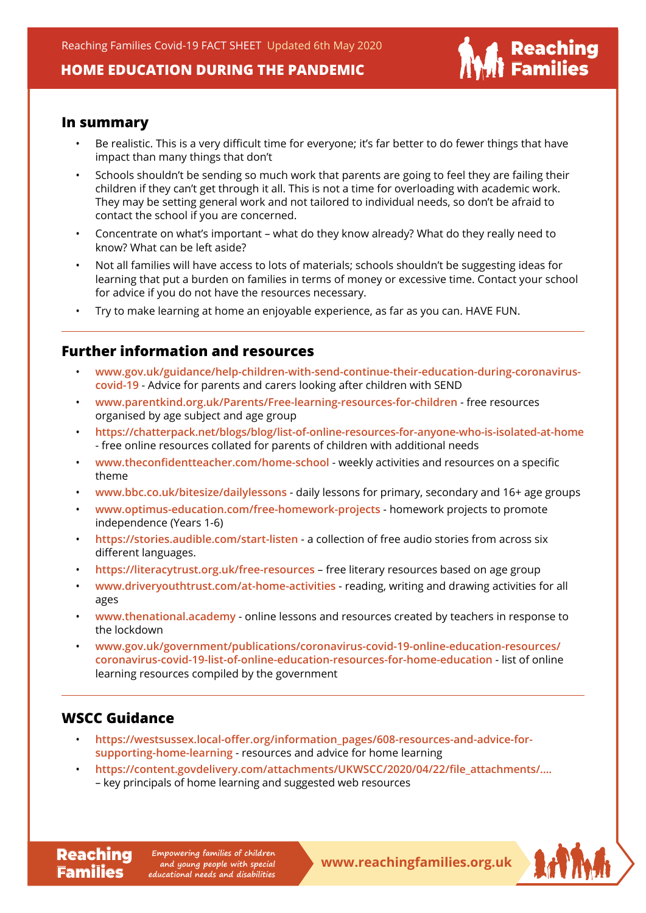Reaching Families Covid-19 FACT SHEET Updated 6th May 2020

**HOME EDUCATION DURING THE PANDEMIC**

## In summary

- Be realistic. This is a very difficult time for everyone; it's far better to do fewer things that have impact than many things that don't
- Schools shouldn't be sending so much work that parents are going to feel they are failing their children if they can't get through it all. This is not a time for overloading with academic work. They may be setting general work and not tailored to individual needs, so don't be afraid to contact the school if you are concerned.
- Concentrate on what's important – what do they know already? What do they really need to know? What can be left aside?
- Not all families will have access to lots of materials; schools shouldn't be suggesting ideas for learning that put a burden on families in terms of money or excessive time. Contact your school for advice if you do not have the resources necessary.
- Try to make learning at home an enjoyable experience, as far as you can. HAVE FUN.

## Further information and resources

- **www.gov.uk/guidance/help-children-with-send-continue-their-education-during-coronavirus-covid-19** - Advice for parents and carers looking after children with SEND
- **www.parentkind.org.uk/Parents/Free-learning-resources-for-children** - free resources organised by age subject and age group
- **https://chatterpack.net/blogs/blog/list-of-online-resources-for-anyone-who-is-isolated-at-home** - free online resources collated for parents of children with additional needs
- **www.theconfidentteacher.com/home-school** - weekly activities and resources on a specific theme
- **www.bbc.co.uk/bitesize/dailylessons** - daily lessons for primary, secondary and 16+ age groups
- **www.optimus-education.com/free-homework-projects** - homework projects to promote independence (Years 1-6)
- **https://stories.audible.com/start-listen** - a collection of free audio stories from across six different languages.
- **https://literacytrust.org.uk/free-resources** – free literary resources based on age group
- **www.driveryouthtrust.com/at-home-activities** - reading, writing and drawing activities for all ages
- **www.thenational.academy** - online lessons and resources created by teachers in response to the lockdown
- **www.gov.uk/government/publications/coronavirus-covid-19-online-education-resources/coronavirus-covid-19-list-of-online-education-resources-for-home-education** - list of online learning resources compiled by the government

## WSCC Guidance

- **https://westsussex.local-offer.org/information_pages/608-resources-and-advice-for-supporting-home-learning** - resources and advice for home learning
- **https://content.govdelivery.com/attachments/UKWSCC/2020/04/22/file_attachments/....** – key principals of home learning and suggested web resources

Reaching Families — *Empowering families of children and young people with special educational needs and disabilities* — www.reachingfamilies.org.uk